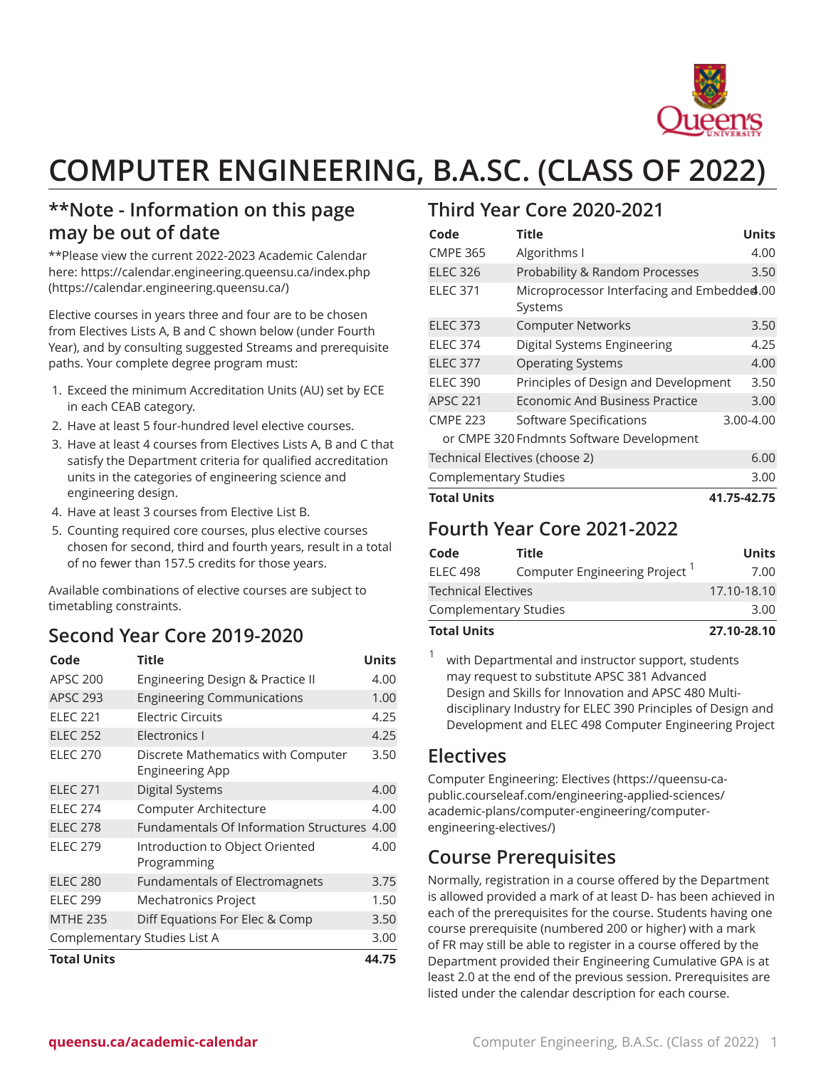# COMPUTER ENGINEERING, B.A.SC. (CLASS OF 2022)

## **Note - Information on this page may be out of date

**Please view the current 2022-2023 Academic Calendar here: https://calendar.engineering.queensu.ca/index.php (https://calendar.engineering.queensu.ca/)

Elective courses in years three and four are to be chosen from Electives Lists A, B and C shown below (under Fourth Year), and by consulting suggested Streams and prerequisite paths. Your complete degree program must:

1. Exceed the minimum Accreditation Units (AU) set by ECE in each CEAB category.
2. Have at least 5 four-hundred level elective courses.
3. Have at least 4 courses from Electives Lists A, B and C that satisfy the Department criteria for qualified accreditation units in the categories of engineering science and engineering design.
4. Have at least 3 courses from Elective List B.
5. Counting required core courses, plus elective courses chosen for second, third and fourth years, result in a total of no fewer than 157.5 credits for those years.

Available combinations of elective courses are subject to timetabling constraints.

## Second Year Core 2019-2020

| Code | Title | Units |
|---|---|---|
| APSC 200 | Engineering Design & Practice II | 4.00 |
| APSC 293 | Engineering Communications | 1.00 |
| ELEC 221 | Electric Circuits | 4.25 |
| ELEC 252 | Electronics I | 4.25 |
| ELEC 270 | Discrete Mathematics with Computer Engineering App | 3.50 |
| ELEC 271 | Digital Systems | 4.00 |
| ELEC 274 | Computer Architecture | 4.00 |
| ELEC 278 | Fundamentals Of Information Structures | 4.00 |
| ELEC 279 | Introduction to Object Oriented Programming | 4.00 |
| ELEC 280 | Fundamentals of Electromagnets | 3.75 |
| ELEC 299 | Mechatronics Project | 1.50 |
| MTHE 235 | Diff Equations For Elec & Comp | 3.50 |
| Complementary Studies List A | | 3.00 |
| **Total Units** | | **44.75** |

## Third Year Core 2020-2021

| Code | Title | Units |
|---|---|---|
| CMPE 365 | Algorithms I | 4.00 |
| ELEC 326 | Probability & Random Processes | 3.50 |
| ELEC 371 | Microprocessor Interfacing and Embedded Systems | 4.00 |
| ELEC 373 | Computer Networks | 3.50 |
| ELEC 374 | Digital Systems Engineering | 4.25 |
| ELEC 377 | Operating Systems | 4.00 |
| ELEC 390 | Principles of Design and Development | 3.50 |
| APSC 221 | Economic And Business Practice | 3.00 |
| CMPE 223 | Software Specifications | 3.00-4.00 |
| or CMPE 320 | Fndmnts Software Development | |
| Technical Electives (choose 2) | | 6.00 |
| Complementary Studies | | 3.00 |
| **Total Units** | | **41.75-42.75** |

## Fourth Year Core 2021-2022

| Code | Title | Units |
|---|---|---|
| ELEC 498 | Computer Engineering Project [1] | 7.00 |
| Technical Electives | | 17.10-18.10 |
| Complementary Studies | | 3.00 |
| **Total Units** | | **27.10-28.10** |

[1] with Departmental and instructor support, students may request to substitute APSC 381 Advanced Design and Skills for Innovation and APSC 480 Multi-disciplinary Industry for ELEC 390 Principles of Design and Development and ELEC 498 Computer Engineering Project

## Electives

Computer Engineering: Electives (https://queensu-ca-public.courseleaf.com/engineering-applied-sciences/academic-plans/computer-engineering/computer-engineering-electives/)

## Course Prerequisites

Normally, registration in a course offered by the Department is allowed provided a mark of at least D- has been achieved in each of the prerequisites for the course. Students having one course prerequisite (numbered 200 or higher) with a mark of FR may still be able to register in a course offered by the Department provided their Engineering Cumulative GPA is at least 2.0 at the end of the previous session. Prerequisites are listed under the calendar description for each course.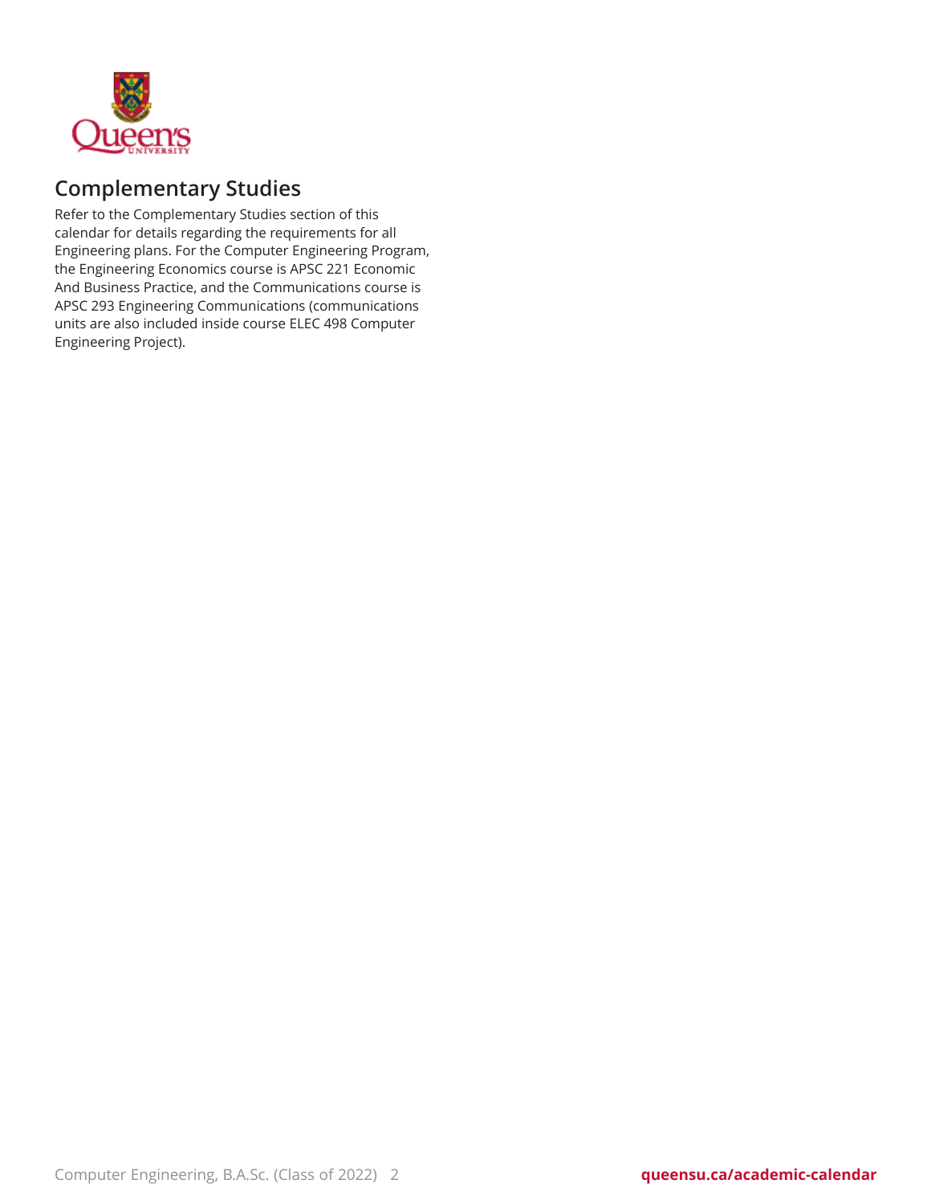## Complementary Studies

Refer to the Complementary Studies section of this calendar for details regarding the requirements for all Engineering plans. For the Computer Engineering Program, the Engineering Economics course is APSC 221 Economic And Business Practice, and the Communications course is APSC 293 Engineering Communications (communications units are also included inside course ELEC 498 Computer Engineering Project).